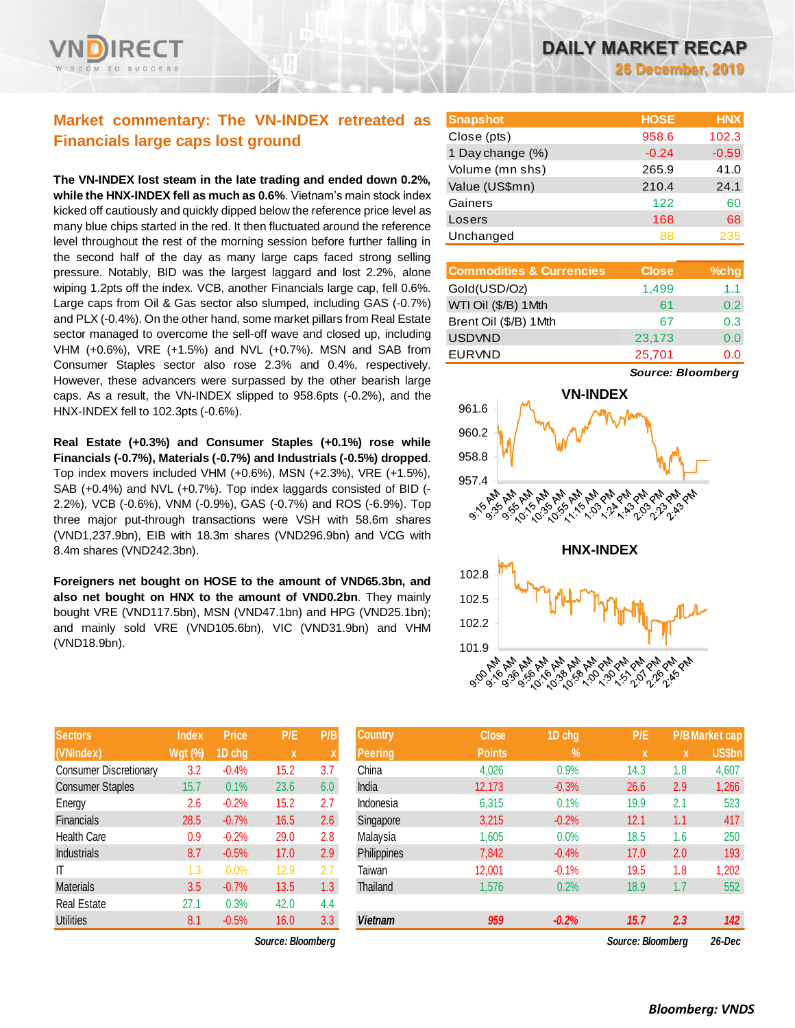# DAILY MARKET RECAP
**26 December, 2019**

## Market commentary: The VN-INDEX retreated as Financials large caps lost ground

**The VN-INDEX lost steam in the late trading and ended down 0.2%, while the HNX-INDEX fell as much as 0.6%**. Vietnam's main stock index kicked off cautiously and quickly dipped below the reference price level as many blue chips started in the red. It then fluctuated around the reference level throughout the rest of the morning session before further falling in the second half of the day as many large caps faced strong selling pressure. Notably, BID was the largest laggard and lost 2.2%, alone wiping 1.2pts off the index. VCB, another Financials large cap, fell 0.6%. Large caps from Oil & Gas sector also slumped, including GAS (-0.7%) and PLX (-0.4%). On the other hand, some market pillars from Real Estate sector managed to overcome the sell-off wave and closed up, including VHM (+0.6%), VRE (+1.5%) and NVL (+0.7%). MSN and SAB from Consumer Staples sector also rose 2.3% and 0.4%, respectively. However, these advancers were surpassed by the other bearish large caps. As a result, the VN-INDEX slipped to 958.6pts (-0.2%), and the HNX-INDEX fell to 102.3pts (-0.6%).

**Real Estate (+0.3%) and Consumer Staples (+0.1%) rose while Financials (-0.7%), Materials (-0.7%) and Industrials (-0.5%) dropped**. Top index movers included VHM (+0.6%), MSN (+2.3%), VRE (+1.5%), SAB (+0.4%) and NVL (+0.7%). Top index laggards consisted of BID (-2.2%), VCB (-0.6%), VNM (-0.9%), GAS (-0.7%) and ROS (-6.9%). Top three major put-through transactions were VSH with 58.6m shares (VND1,237.9bn), EIB with 18.3m shares (VND296.9bn) and VCG with 8.4m shares (VND242.3bn).

**Foreigners net bought on HOSE to the amount of VND65.3bn, and also net bought on HNX to the amount of VND0.2bn**. They mainly bought VRE (VND117.5bn), MSN (VND47.1bn) and HPG (VND25.1bn); and mainly sold VRE (VND105.6bn), VIC (VND31.9bn) and VHM (VND18.9bn).

| Snapshot | HOSE | HNX |
|---|---|---|
| Close (pts) | 958.6 | 102.3 |
| 1 Day change (%) | -0.24 | -0.59 |
| Volume (mn shs) | 265.9 | 41.0 |
| Value (US$mn) | 210.4 | 24.1 |
| Gainers | 122 | 60 |
| Losers | 168 | 68 |
| Unchanged | 88 | 235 |

| Commodities & Currencies | Close | %chg |
|---|---|---|
| Gold(USD/Oz) | 1,499 | 1.1 |
| WTI Oil ($/B) 1Mth | 61 | 0.2 |
| Brent Oil ($/B) 1Mth | 67 | 0.3 |
| USDVND | 23,173 | 0.0 |
| EURVND | 25,701 | 0.0 |

*Source: Bloomberg*

**VN-INDEX**

**HNX-INDEX**

| Sectors (VNIndex) | Index Wgt (%) | Price 1D chg | P/E x | P/B x |
|---|---|---|---|---|
| Consumer Discretionary | 3.2 | -0.4% | 15.2 | 3.7 |
| Consumer Staples | 15.7 | 0.1% | 23.6 | 6.0 |
| Energy | 2.6 | -0.2% | 15.2 | 2.7 |
| Financials | 28.5 | -0.7% | 16.5 | 2.6 |
| Health Care | 0.9 | -0.2% | 29.0 | 2.8 |
| Industrials | 8.7 | -0.5% | 17.0 | 2.9 |
| IT | 1.3 | 0.0% | 12.9 | 2.7 |
| Materials | 3.5 | -0.7% | 13.5 | 1.3 |
| Real Estate | 27.1 | 0.3% | 42.0 | 4.4 |
| Utilities | 8.1 | -0.5% | 16.0 | 3.3 |

*Source: Bloomberg*

| Country Peering | Close Points | 1D chg % | P/E x | P/B x | Market cap US$bn |
|---|---|---|---|---|---|
| China | 4,026 | 0.9% | 14.3 | 1.8 | 4,607 |
| India | 12,173 | -0.3% | 26.6 | 2.9 | 1,266 |
| Indonesia | 6,315 | 0.1% | 19.9 | 2.1 | 523 |
| Singapore | 3,215 | -0.2% | 12.1 | 1.1 | 417 |
| Malaysia | 1,605 | 0.0% | 18.5 | 1.6 | 250 |
| Philippines | 7,842 | -0.4% | 17.0 | 2.0 | 193 |
| Taiwan | 12,001 | -0.1% | 19.5 | 1.8 | 1,202 |
| Thailand | 1,576 | 0.2% | 18.9 | 1.7 | 552 |
| *Vietnam* | *959* | *-0.2%* | *15.7* | *2.3* | *142* |

*Source: Bloomberg* 26-Dec

*Bloomberg: VNDS*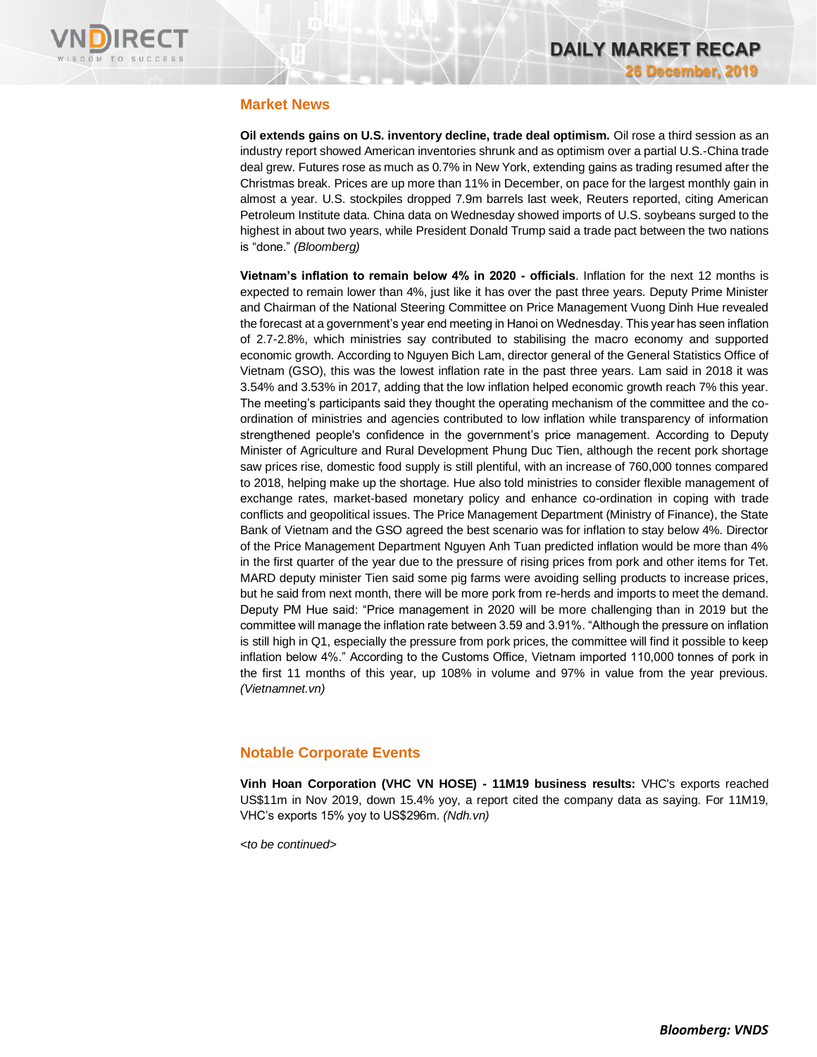## Market News

**Oil extends gains on U.S. inventory decline, trade deal optimism.** Oil rose a third session as an industry report showed American inventories shrunk and as optimism over a partial U.S.-China trade deal grew. Futures rose as much as 0.7% in New York, extending gains as trading resumed after the Christmas break. Prices are up more than 11% in December, on pace for the largest monthly gain in almost a year. U.S. stockpiles dropped 7.9m barrels last week, Reuters reported, citing American Petroleum Institute data. China data on Wednesday showed imports of U.S. soybeans surged to the highest in about two years, while President Donald Trump said a trade pact between the two nations is "done." *(Bloomberg)*

**Vietnam's inflation to remain below 4% in 2020 - officials**. Inflation for the next 12 months is expected to remain lower than 4%, just like it has over the past three years. Deputy Prime Minister and Chairman of the National Steering Committee on Price Management Vuong Dinh Hue revealed the forecast at a government's year end meeting in Hanoi on Wednesday. This year has seen inflation of 2.7-2.8%, which ministries say contributed to stabilising the macro economy and supported economic growth. According to Nguyen Bich Lam, director general of the General Statistics Office of Vietnam (GSO), this was the lowest inflation rate in the past three years. Lam said in 2018 it was 3.54% and 3.53% in 2017, adding that the low inflation helped economic growth reach 7% this year. The meeting's participants said they thought the operating mechanism of the committee and the co-ordination of ministries and agencies contributed to low inflation while transparency of information strengthened people's confidence in the government's price management. According to Deputy Minister of Agriculture and Rural Development Phung Duc Tien, although the recent pork shortage saw prices rise, domestic food supply is still plentiful, with an increase of 760,000 tonnes compared to 2018, helping make up the shortage. Hue also told ministries to consider flexible management of exchange rates, market-based monetary policy and enhance co-ordination in coping with trade conflicts and geopolitical issues. The Price Management Department (Ministry of Finance), the State Bank of Vietnam and the GSO agreed the best scenario was for inflation to stay below 4%. Director of the Price Management Department Nguyen Anh Tuan predicted inflation would be more than 4% in the first quarter of the year due to the pressure of rising prices from pork and other items for Tet. MARD deputy minister Tien said some pig farms were avoiding selling products to increase prices, but he said from next month, there will be more pork from re-herds and imports to meet the demand. Deputy PM Hue said: "Price management in 2020 will be more challenging than in 2019 but the committee will manage the inflation rate between 3.59 and 3.91%. "Although the pressure on inflation is still high in Q1, especially the pressure from pork prices, the committee will find it possible to keep inflation below 4%." According to the Customs Office, Vietnam imported 110,000 tonnes of pork in the first 11 months of this year, up 108% in volume and 97% in value from the year previous. *(Vietnamnet.vn)*

## Notable Corporate Events

**Vinh Hoan Corporation (VHC VN HOSE) - 11M19 business results:** VHC's exports reached US$11m in Nov 2019, down 15.4% yoy, a report cited the company data as saying. For 11M19, VHC's exports 15% yoy to US$296m. *(Ndh.vn)*

*<to be continued>*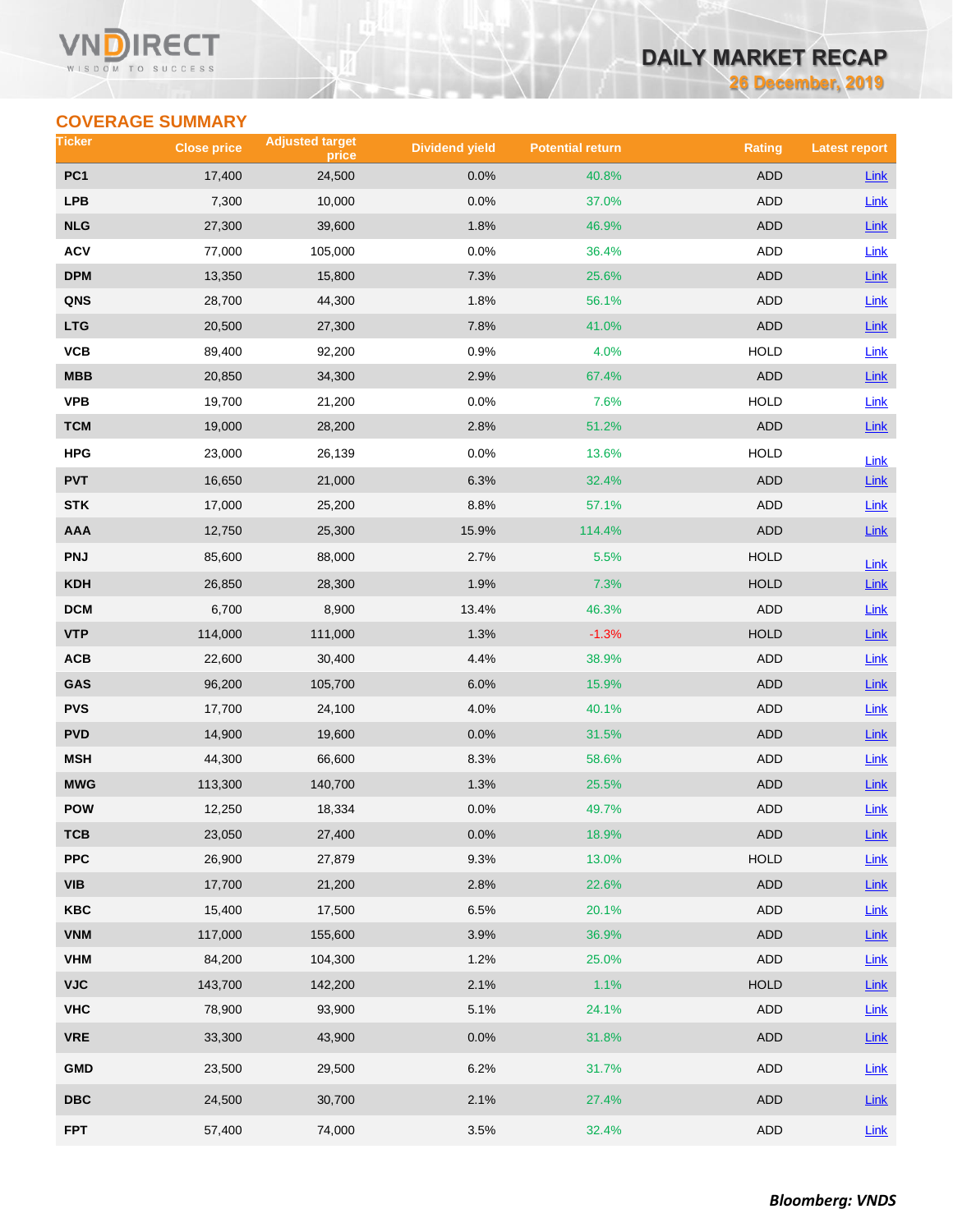# DAILY MARKET RECAP

26 December, 2019

## COVERAGE SUMMARY

| Ticker | Close price | Adjusted target price | Dividend yield | Potential return | Rating | Latest report |
|---|---|---|---|---|---|---|
| PC1 | 17,400 | 24,500 | 0.0% | 40.8% | ADD | Link |
| LPB | 7,300 | 10,000 | 0.0% | 37.0% | ADD | Link |
| NLG | 27,300 | 39,600 | 1.8% | 46.9% | ADD | Link |
| ACV | 77,000 | 105,000 | 0.0% | 36.4% | ADD | Link |
| DPM | 13,350 | 15,800 | 7.3% | 25.6% | ADD | Link |
| QNS | 28,700 | 44,300 | 1.8% | 56.1% | ADD | Link |
| LTG | 20,500 | 27,300 | 7.8% | 41.0% | ADD | Link |
| VCB | 89,400 | 92,200 | 0.9% | 4.0% | HOLD | Link |
| MBB | 20,850 | 34,300 | 2.9% | 67.4% | ADD | Link |
| VPB | 19,700 | 21,200 | 0.0% | 7.6% | HOLD | Link |
| TCM | 19,000 | 28,200 | 2.8% | 51.2% | ADD | Link |
| HPG | 23,000 | 26,139 | 0.0% | 13.6% | HOLD | Link |
| PVT | 16,650 | 21,000 | 6.3% | 32.4% | ADD | Link |
| STK | 17,000 | 25,200 | 8.8% | 57.1% | ADD | Link |
| AAA | 12,750 | 25,300 | 15.9% | 114.4% | ADD | Link |
| PNJ | 85,600 | 88,000 | 2.7% | 5.5% | HOLD | Link |
| KDH | 26,850 | 28,300 | 1.9% | 7.3% | HOLD | Link |
| DCM | 6,700 | 8,900 | 13.4% | 46.3% | ADD | Link |
| VTP | 114,000 | 111,000 | 1.3% | -1.3% | HOLD | Link |
| ACB | 22,600 | 30,400 | 4.4% | 38.9% | ADD | Link |
| GAS | 96,200 | 105,700 | 6.0% | 15.9% | ADD | Link |
| PVS | 17,700 | 24,100 | 4.0% | 40.1% | ADD | Link |
| PVD | 14,900 | 19,600 | 0.0% | 31.5% | ADD | Link |
| MSH | 44,300 | 66,600 | 8.3% | 58.6% | ADD | Link |
| MWG | 113,300 | 140,700 | 1.3% | 25.5% | ADD | Link |
| POW | 12,250 | 18,334 | 0.0% | 49.7% | ADD | Link |
| TCB | 23,050 | 27,400 | 0.0% | 18.9% | ADD | Link |
| PPC | 26,900 | 27,879 | 9.3% | 13.0% | HOLD | Link |
| VIB | 17,700 | 21,200 | 2.8% | 22.6% | ADD | Link |
| KBC | 15,400 | 17,500 | 6.5% | 20.1% | ADD | Link |
| VNM | 117,000 | 155,600 | 3.9% | 36.9% | ADD | Link |
| VHM | 84,200 | 104,300 | 1.2% | 25.0% | ADD | Link |
| VJC | 143,700 | 142,200 | 2.1% | 1.1% | HOLD | Link |
| VHC | 78,900 | 93,900 | 5.1% | 24.1% | ADD | Link |
| VRE | 33,300 | 43,900 | 0.0% | 31.8% | ADD | Link |
| GMD | 23,500 | 29,500 | 6.2% | 31.7% | ADD | Link |
| DBC | 24,500 | 30,700 | 2.1% | 27.4% | ADD | Link |
| FPT | 57,400 | 74,000 | 3.5% | 32.4% | ADD | Link |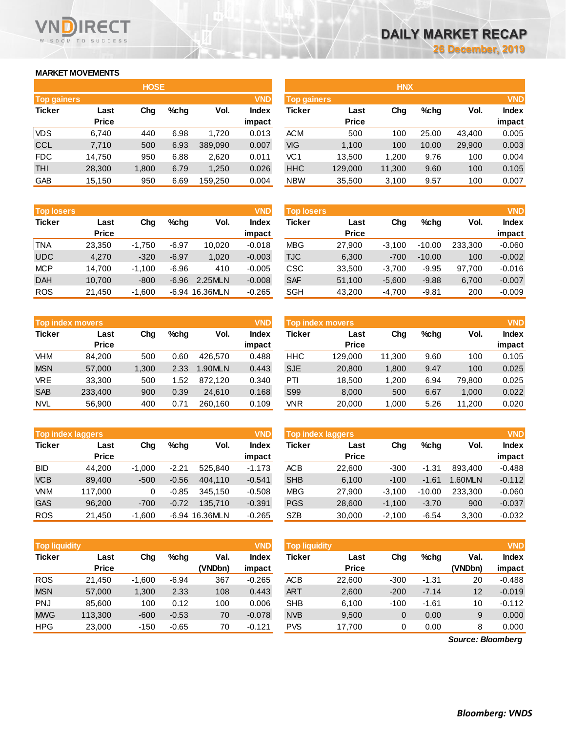# DAILY MARKET RECAP

26 December, 2019

## MARKET MOVEMENTS

### HOSE

| Top gainers | | | | | VND |
|---|---|---|---|---|---|
| Ticker | Last Price | Chg | %chg | Vol. | Index impact |
| VDS | 6,740 | 440 | 6.98 | 1,720 | 0.013 |
| CCL | 7,710 | 500 | 6.93 | 389,090 | 0.007 |
| FDC | 14,750 | 950 | 6.88 | 2,620 | 0.011 |
| THI | 28,300 | 1,800 | 6.79 | 1,250 | 0.026 |
| GAB | 15,150 | 950 | 6.69 | 159,250 | 0.004 |

| Top losers | | | | | VND |
|---|---|---|---|---|---|
| Ticker | Last Price | Chg | %chg | Vol. | Index impact |
| TNA | 23,350 | -1,750 | -6.97 | 10,020 | -0.018 |
| UDC | 4,270 | -320 | -6.97 | 1,020 | -0.003 |
| MCP | 14,700 | -1,100 | -6.96 | 410 | -0.005 |
| DAH | 10,700 | -800 | -6.96 | 2.25MLN | -0.008 |
| ROS | 21,450 | -1,600 | -6.94 | 16.36MLN | -0.265 |

| Top index movers | | | | | VND |
|---|---|---|---|---|---|
| Ticker | Last Price | Chg | %chg | Vol. | Index impact |
| VHM | 84,200 | 500 | 0.60 | 426,570 | 0.488 |
| MSN | 57,000 | 1,300 | 2.33 | 1.90MLN | 0.443 |
| VRE | 33,300 | 500 | 1.52 | 872,120 | 0.340 |
| SAB | 233,400 | 900 | 0.39 | 24,610 | 0.168 |
| NVL | 56,900 | 400 | 0.71 | 260,160 | 0.109 |

| Top index laggers | | | | | VND |
|---|---|---|---|---|---|
| Ticker | Last Price | Chg | %chg | Vol. | Index impact |
| BID | 44,200 | -1,000 | -2.21 | 525,840 | -1.173 |
| VCB | 89,400 | -500 | -0.56 | 404,110 | -0.541 |
| VNM | 117,000 | 0 | -0.85 | 345,150 | -0.508 |
| GAS | 96,200 | -700 | -0.72 | 135,710 | -0.391 |
| ROS | 21,450 | -1,600 | -6.94 | 16.36MLN | -0.265 |

| Top liquidity | | | | | VND |
|---|---|---|---|---|---|
| Ticker | Last Price | Chg | %chg | Val. (VNDbn) | Index impact |
| ROS | 21,450 | -1,600 | -6.94 | 367 | -0.265 |
| MSN | 57,000 | 1,300 | 2.33 | 108 | 0.443 |
| PNJ | 85,600 | 100 | 0.12 | 100 | 0.006 |
| MWG | 113,300 | -600 | -0.53 | 70 | -0.078 |
| HPG | 23,000 | -150 | -0.65 | 70 | -0.121 |

### HNX

| Top gainers | | | | | VND |
|---|---|---|---|---|---|
| Ticker | Last Price | Chg | %chg | Vol. | Index impact |
| ACM | 500 | 100 | 25.00 | 43,400 | 0.005 |
| VIG | 1,100 | 100 | 10.00 | 29,900 | 0.003 |
| VC1 | 13,500 | 1,200 | 9.76 | 100 | 0.004 |
| HHC | 129,000 | 11,300 | 9.60 | 100 | 0.105 |
| NBW | 35,500 | 3,100 | 9.57 | 100 | 0.007 |

| Top losers | | | | | VND |
|---|---|---|---|---|---|
| Ticker | Last Price | Chg | %chg | Vol. | Index impact |
| MBG | 27,900 | -3,100 | -10.00 | 233,300 | -0.060 |
| TJC | 6,300 | -700 | -10.00 | 100 | -0.002 |
| CSC | 33,500 | -3,700 | -9.95 | 97,700 | -0.016 |
| SAF | 51,100 | -5,600 | -9.88 | 6,700 | -0.007 |
| SGH | 43,200 | -4,700 | -9.81 | 200 | -0.009 |

| Top index movers | | | | | VND |
|---|---|---|---|---|---|
| Ticker | Last Price | Chg | %chg | Vol. | Index impact |
| HHC | 129,000 | 11,300 | 9.60 | 100 | 0.105 |
| SJE | 20,800 | 1,800 | 9.47 | 100 | 0.025 |
| PTI | 18,500 | 1,200 | 6.94 | 79,800 | 0.025 |
| S99 | 8,000 | 500 | 6.67 | 1,000 | 0.022 |
| VNR | 20,000 | 1,000 | 5.26 | 11,200 | 0.020 |

| Top index laggers | | | | | VND |
|---|---|---|---|---|---|
| Ticker | Last Price | Chg | %chg | Vol. | Index impact |
| ACB | 22,600 | -300 | -1.31 | 893,400 | -0.488 |
| SHB | 6,100 | -100 | -1.61 | 1.60MLN | -0.112 |
| MBG | 27,900 | -3,100 | -10.00 | 233,300 | -0.060 |
| PGS | 28,600 | -1,100 | -3.70 | 900 | -0.037 |
| SZB | 30,000 | -2,100 | -6.54 | 3,300 | -0.032 |

| Top liquidity | | | | | VND |
|---|---|---|---|---|---|
| Ticker | Last Price | Chg | %chg | Val. (VNDbn) | Index impact |
| ACB | 22,600 | -300 | -1.31 | 20 | -0.488 |
| ART | 2,600 | -200 | -7.14 | 12 | -0.019 |
| SHB | 6,100 | -100 | -1.61 | 10 | -0.112 |
| NVB | 9,500 | 0 | 0.00 | 9 | 0.000 |
| PVS | 17,700 | 0 | 0.00 | 8 | 0.000 |

*Source: Bloomberg*

***Bloomberg: VNDS***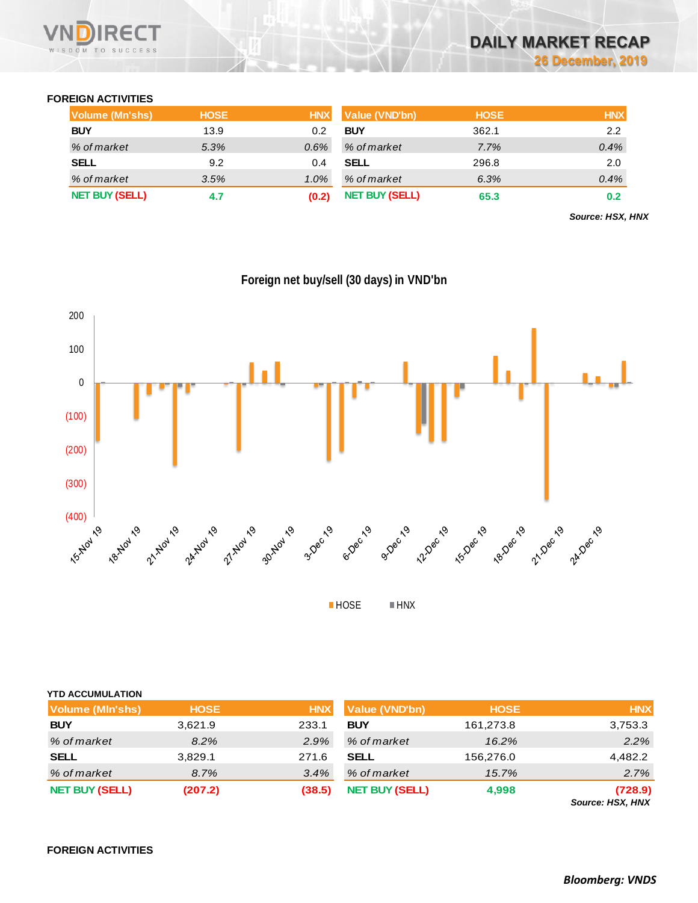## FOREIGN ACTIVITIES

| Volume (Mn'shs) | HOSE | HNX |
|---|---|---|
| **BUY** | 13.9 | 0.2 |
| *% of market* | *5.3%* | *0.6%* |
| **SELL** | 9.2 | 0.4 |
| *% of market* | *3.5%* | *1.0%* |
| **NET BUY (SELL)** | **4.7** | **(0.2)** |

| Value (VND'bn) | HOSE | HNX |
|---|---|---|
| **BUY** | 362.1 | 2.2 |
| *% of market* | *7.7%* | *0.4%* |
| **SELL** | 296.8 | 2.0 |
| *% of market* | *6.3%* | *0.4%* |
| **NET BUY (SELL)** | **65.3** | **0.2** |

***Source: HSX, HNX***

**Foreign net buy/sell (30 days) in VND'bn**

200, 100, 0, (100), (200), (300), (400)

15-Nov 19, 18-Nov 19, 21-Nov 19, 24-Nov 19, 27-Nov 19, 30-Nov 19, 3-Dec 19, 6-Dec 19, 9-Dec 19, 12-Dec 19, 15-Dec 19, 18-Dec 19, 21-Dec 19, 24-Dec 19

HOSE HNX

### YTD ACCUMULATION

| Volume (Mln'shs) | HOSE | HNX |
|---|---|---|
| **BUY** | 3,621.9 | 233.1 |
| *% of market* | *8.2%* | *2.9%* |
| **SELL** | 3,829.1 | 271.6 |
| *% of market* | *8.7%* | *3.4%* |
| **NET BUY (SELL)** | **(207.2)** | **(38.5)** |

| Value (VND'bn) | HOSE | HNX |
|---|---|---|
| **BUY** | 161,273.8 | 3,753.3 |
| *% of market* | *16.2%* | *2.2%* |
| **SELL** | 156,276.0 | 4,482.2 |
| *% of market* | *15.7%* | *2.7%* |
| **NET BUY (SELL)** | **4,998** | **(728.9)** |

***Source: HSX, HNX***

## FOREIGN ACTIVITIES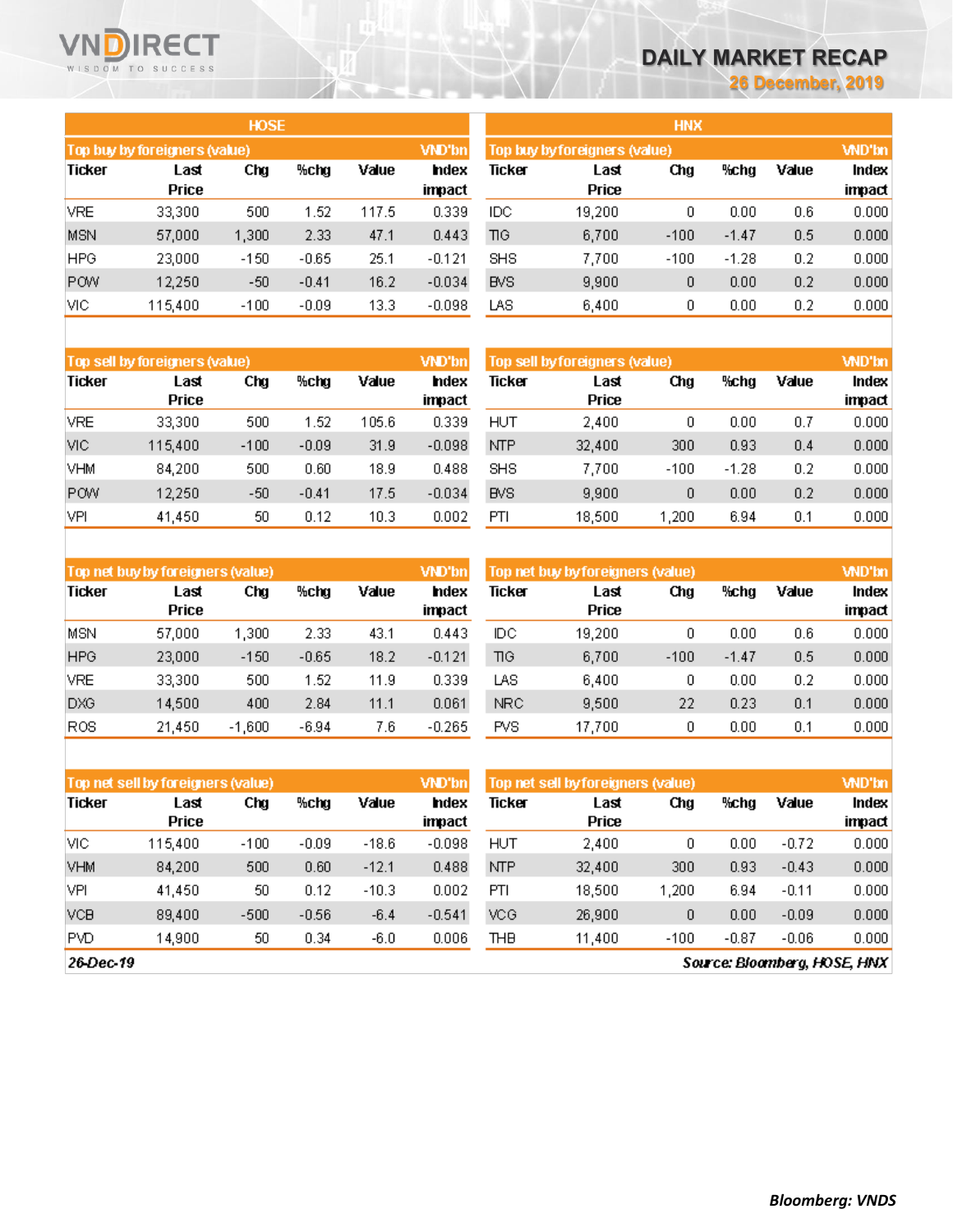## DAILY MARKET RECAP
**26 December, 2019**

### HOSE

**Top buy by foreigners (value)** — VND'bn

| Ticker | Last Price | Chg | %chg | Value | Index impact |
|---|---|---|---|---|---|
| VRE | 33,300 | 500 | 1.52 | 117.5 | 0.339 |
| MSN | 57,000 | 1,300 | 2.33 | 47.1 | 0.443 |
| HPG | 23,000 | -150 | -0.65 | 25.1 | -0.121 |
| POW | 12,250 | -50 | -0.41 | 16.2 | -0.034 |
| VIC | 115,400 | -100 | -0.09 | 13.3 | -0.098 |

**Top sell by foreigners (value)** — VND'bn

| Ticker | Last Price | Chg | %chg | Value | Index impact |
|---|---|---|---|---|---|
| VRE | 33,300 | 500 | 1.52 | 105.6 | 0.339 |
| VIC | 115,400 | -100 | -0.09 | 31.9 | -0.098 |
| VHM | 84,200 | 500 | 0.60 | 18.9 | 0.488 |
| POW | 12,250 | -50 | -0.41 | 17.5 | -0.034 |
| VPI | 41,450 | 50 | 0.12 | 10.3 | 0.002 |

**Top net buy by foreigners (value)** — VND'bn

| Ticker | Last Price | Chg | %chg | Value | Index impact |
|---|---|---|---|---|---|
| MSN | 57,000 | 1,300 | 2.33 | 43.1 | 0.443 |
| HPG | 23,000 | -150 | -0.65 | 18.2 | -0.121 |
| VRE | 33,300 | 500 | 1.52 | 11.9 | 0.339 |
| DXG | 14,500 | 400 | 2.84 | 11.1 | 0.061 |
| ROS | 21,450 | -1,600 | -6.94 | 7.6 | -0.265 |

**Top net sell by foreigners (value)** — VND'bn

| Ticker | Last Price | Chg | %chg | Value | Index impact |
|---|---|---|---|---|---|
| VIC | 115,400 | -100 | -0.09 | -18.6 | -0.098 |
| VHM | 84,200 | 500 | 0.60 | -12.1 | 0.488 |
| VPI | 41,450 | 50 | 0.12 | -10.3 | 0.002 |
| VCB | 89,400 | -500 | -0.56 | -6.4 | -0.541 |
| PVD | 14,900 | 50 | 0.34 | -6.0 | 0.006 |

### HNX

**Top buy by foreigners (value)** — VND'bn

| Ticker | Last Price | Chg | %chg | Value | Index impact |
|---|---|---|---|---|---|
| IDC | 19,200 | 0 | 0.00 | 0.6 | 0.000 |
| TIG | 6,700 | -100 | -1.47 | 0.5 | 0.000 |
| SHS | 7,700 | -100 | -1.28 | 0.2 | 0.000 |
| BVS | 9,900 | 0 | 0.00 | 0.2 | 0.000 |
| LAS | 6,400 | 0 | 0.00 | 0.2 | 0.000 |

**Top sell by foreigners (value)** — VND'bn

| Ticker | Last Price | Chg | %chg | Value | Index impact |
|---|---|---|---|---|---|
| HUT | 2,400 | 0 | 0.00 | 0.7 | 0.000 |
| NTP | 32,400 | 300 | 0.93 | 0.4 | 0.000 |
| SHS | 7,700 | -100 | -1.28 | 0.2 | 0.000 |
| BVS | 9,900 | 0 | 0.00 | 0.2 | 0.000 |
| PTI | 18,500 | 1,200 | 6.94 | 0.1 | 0.000 |

**Top net buy by foreigners (value)** — VND'bn

| Ticker | Last Price | Chg | %chg | Value | Index impact |
|---|---|---|---|---|---|
| IDC | 19,200 | 0 | 0.00 | 0.6 | 0.000 |
| TIG | 6,700 | -100 | -1.47 | 0.5 | 0.000 |
| LAS | 6,400 | 0 | 0.00 | 0.2 | 0.000 |
| NRC | 9,500 | 22 | 0.23 | 0.1 | 0.000 |
| PVS | 17,700 | 0 | 0.00 | 0.1 | 0.000 |

**Top net sell by foreigners (value)** — VND'bn

| Ticker | Last Price | Chg | %chg | Value | Index impact |
|---|---|---|---|---|---|
| HUT | 2,400 | 0 | 0.00 | -0.72 | 0.000 |
| NTP | 32,400 | 300 | 0.93 | -0.43 | 0.000 |
| PTI | 18,500 | 1,200 | 6.94 | -0.11 | 0.000 |
| VCG | 26,900 | 0 | 0.00 | -0.09 | 0.000 |
| THB | 11,400 | -100 | -0.87 | -0.06 | 0.000 |

*26-Dec-19* — *Source: Bloomberg, HOSE, HNX*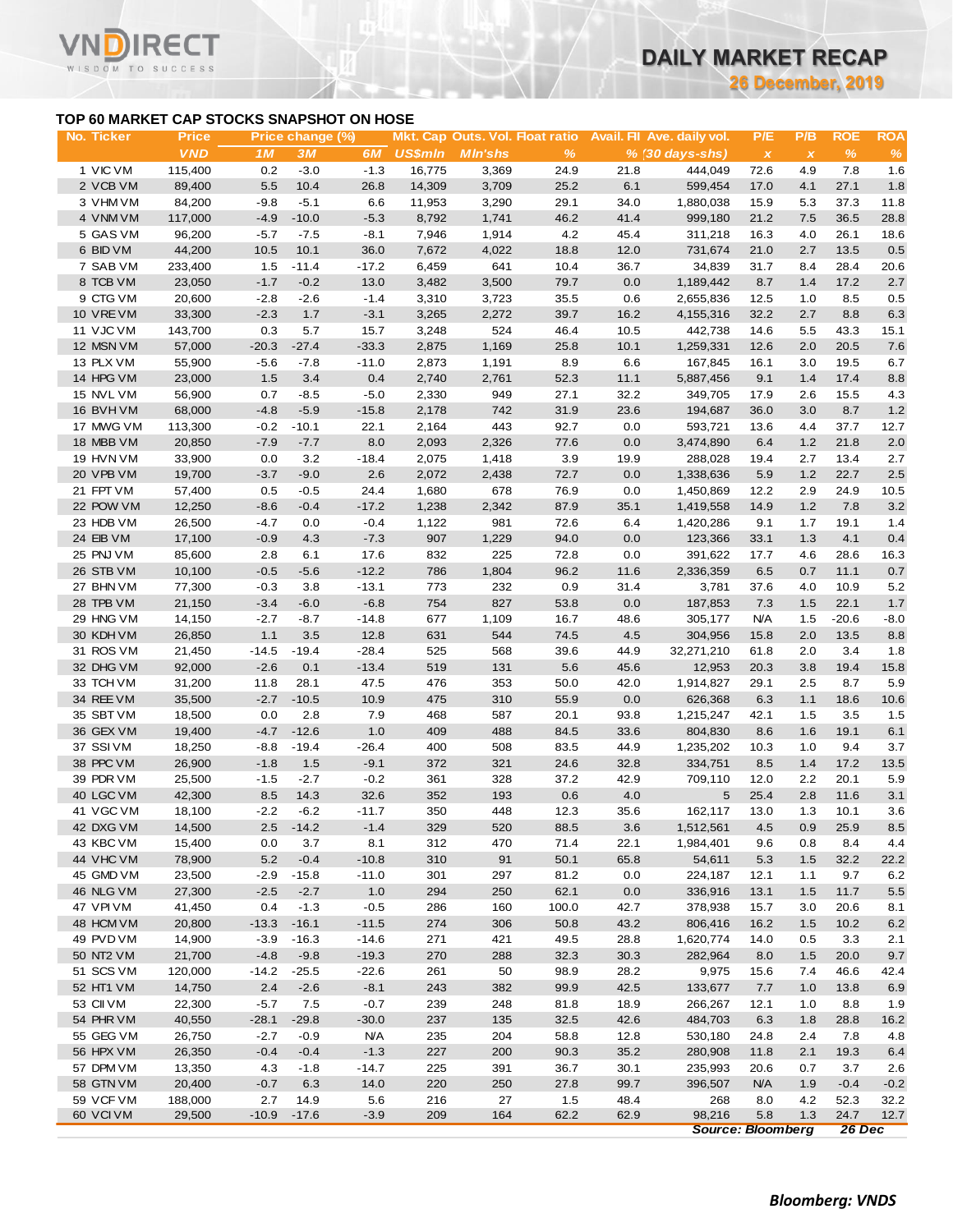# DAILY MARKET RECAP

**26 December, 2019**

## TOP 60 MARKET CAP STOCKS SNAPSHOT ON HOSE

| No. | Ticker | Price | Price change (%) | | | Mkt. Cap | Outs. Vol. | Float ratio | Avail. FII | Ave. daily vol. | P/E | P/B | ROE | ROA |
|---|---|---|---|---|---|---|---|---|---|---|---|---|---|---|
| | | VND | 1M | 3M | 6M | US$mln | Mln'shs | % | % | (30 days-shs) | x | x | % | % |
| 1 | VIC VM | 115,400 | 0.2 | -3.0 | -1.3 | 16,775 | 3,369 | 24.9 | 21.8 | 444,049 | 72.6 | 4.9 | 7.8 | 1.6 |
| 2 | VCB VM | 89,400 | 5.5 | 10.4 | 26.8 | 14,309 | 3,709 | 25.2 | 6.1 | 599,454 | 17.0 | 4.1 | 27.1 | 1.8 |
| 3 | VHM VM | 84,200 | -9.8 | -5.1 | 6.6 | 11,953 | 3,290 | 29.1 | 34.0 | 1,880,038 | 15.9 | 5.3 | 37.3 | 11.8 |
| 4 | VNM VM | 117,000 | -4.9 | -10.0 | -5.3 | 8,792 | 1,741 | 46.2 | 41.4 | 999,180 | 21.2 | 7.5 | 36.5 | 28.8 |
| 5 | GAS VM | 96,200 | -5.7 | -7.5 | -8.1 | 7,946 | 1,914 | 4.2 | 45.4 | 311,218 | 16.3 | 4.0 | 26.1 | 18.6 |
| 6 | BID VM | 44,200 | 10.5 | 10.1 | 36.0 | 7,672 | 4,022 | 18.8 | 12.0 | 731,674 | 21.0 | 2.7 | 13.5 | 0.5 |
| 7 | SAB VM | 233,400 | 1.5 | -11.4 | -17.2 | 6,459 | 641 | 10.4 | 36.7 | 34,839 | 31.7 | 8.4 | 28.4 | 20.6 |
| 8 | TCB VM | 23,050 | -1.7 | -0.2 | 13.0 | 3,482 | 3,500 | 79.7 | 0.0 | 1,189,442 | 8.7 | 1.4 | 17.2 | 2.7 |
| 9 | CTG VM | 20,600 | -2.8 | -2.6 | -1.4 | 3,310 | 3,723 | 35.5 | 0.6 | 2,655,836 | 12.5 | 1.0 | 8.5 | 0.5 |
| 10 | VRE VM | 33,300 | -2.3 | 1.7 | -3.1 | 3,265 | 2,272 | 39.7 | 16.2 | 4,155,316 | 32.2 | 2.7 | 8.8 | 6.3 |
| 11 | VJC VM | 143,700 | 0.3 | 5.7 | 15.7 | 3,248 | 524 | 46.4 | 10.5 | 442,738 | 14.6 | 5.5 | 43.3 | 15.1 |
| 12 | MSN VM | 57,000 | -20.3 | -27.4 | -33.3 | 2,875 | 1,169 | 25.8 | 10.1 | 1,259,331 | 12.6 | 2.0 | 20.5 | 7.6 |
| 13 | PLX VM | 55,900 | -5.6 | -7.8 | -11.0 | 2,873 | 1,191 | 8.9 | 6.6 | 167,845 | 16.1 | 3.0 | 19.5 | 6.7 |
| 14 | HPG VM | 23,000 | 1.5 | 3.4 | 0.4 | 2,740 | 2,761 | 52.3 | 11.1 | 5,887,456 | 9.1 | 1.4 | 17.4 | 8.8 |
| 15 | NVL VM | 56,900 | 0.7 | -8.5 | -5.0 | 2,330 | 949 | 27.1 | 32.2 | 349,705 | 17.9 | 2.6 | 15.5 | 4.3 |
| 16 | BVH VM | 68,000 | -4.8 | -5.9 | -15.8 | 2,178 | 742 | 31.9 | 23.6 | 194,687 | 36.0 | 3.0 | 8.7 | 1.2 |
| 17 | MWG VM | 113,300 | -0.2 | -10.1 | 22.1 | 2,164 | 443 | 92.7 | 0.0 | 593,721 | 13.6 | 4.4 | 37.7 | 12.7 |
| 18 | MBB VM | 20,850 | -7.9 | -7.7 | 8.0 | 2,093 | 2,326 | 77.6 | 0.0 | 3,474,890 | 6.4 | 1.2 | 21.8 | 2.0 |
| 19 | HVN VM | 33,900 | 0.0 | 3.2 | -18.4 | 2,075 | 1,418 | 3.9 | 19.9 | 288,028 | 19.4 | 2.7 | 13.4 | 2.7 |
| 20 | VPB VM | 19,700 | -3.7 | -9.0 | 2.6 | 2,072 | 2,438 | 72.7 | 0.0 | 1,338,636 | 5.9 | 1.2 | 22.7 | 2.5 |
| 21 | FPT VM | 57,400 | 0.5 | -0.5 | 24.4 | 1,680 | 678 | 76.9 | 0.0 | 1,450,869 | 12.2 | 2.9 | 24.9 | 10.5 |
| 22 | POW VM | 12,250 | -8.6 | -0.4 | -17.2 | 1,238 | 2,342 | 87.9 | 35.1 | 1,419,558 | 14.9 | 1.2 | 7.8 | 3.2 |
| 23 | HDB VM | 26,500 | -4.7 | 0.0 | -0.4 | 1,122 | 981 | 72.6 | 6.4 | 1,420,286 | 9.1 | 1.7 | 19.1 | 1.4 |
| 24 | EIB VM | 17,100 | -0.9 | 4.3 | -7.3 | 907 | 1,229 | 94.0 | 0.0 | 123,366 | 33.1 | 1.3 | 4.1 | 0.4 |
| 25 | PNJ VM | 85,600 | 2.8 | 6.1 | 17.6 | 832 | 225 | 72.8 | 0.0 | 391,622 | 17.7 | 4.6 | 28.6 | 16.3 |
| 26 | STB VM | 10,100 | -0.5 | -5.6 | -12.2 | 786 | 1,804 | 96.2 | 11.6 | 2,336,359 | 6.5 | 0.7 | 11.1 | 0.7 |
| 27 | BHN VM | 77,300 | -0.3 | 3.8 | -13.1 | 773 | 232 | 0.9 | 31.4 | 3,781 | 37.6 | 4.0 | 10.9 | 5.2 |
| 28 | TPB VM | 21,150 | -3.4 | -6.0 | -6.8 | 754 | 827 | 53.8 | 0.0 | 187,853 | 7.3 | 1.5 | 22.1 | 1.7 |
| 29 | HNG VM | 14,150 | -2.7 | -8.7 | -14.8 | 677 | 1,109 | 16.7 | 48.6 | 305,177 | N/A | 1.5 | -20.6 | -8.0 |
| 30 | KDH VM | 26,850 | 1.1 | 3.5 | 12.8 | 631 | 544 | 74.5 | 4.5 | 304,956 | 15.8 | 2.0 | 13.5 | 8.8 |
| 31 | ROS VM | 21,450 | -14.5 | -19.4 | -28.4 | 525 | 568 | 39.6 | 44.9 | 32,271,210 | 61.8 | 2.0 | 3.4 | 1.8 |
| 32 | DHG VM | 92,000 | -2.6 | 0.1 | -13.4 | 519 | 131 | 5.6 | 45.6 | 12,953 | 20.3 | 3.8 | 19.4 | 15.8 |
| 33 | TCH VM | 31,200 | 11.8 | 28.1 | 47.5 | 476 | 353 | 50.0 | 42.0 | 1,914,827 | 29.1 | 2.5 | 8.7 | 5.9 |
| 34 | REE VM | 35,500 | -2.7 | -10.5 | 10.9 | 475 | 310 | 55.9 | 0.0 | 626,368 | 6.3 | 1.1 | 18.6 | 10.6 |
| 35 | SBT VM | 18,500 | 0.0 | 2.8 | 7.9 | 468 | 587 | 20.1 | 93.8 | 1,215,247 | 42.1 | 1.5 | 3.5 | 1.5 |
| 36 | GEX VM | 19,400 | -4.7 | -12.6 | 1.0 | 409 | 488 | 84.5 | 33.6 | 804,830 | 8.6 | 1.6 | 19.1 | 6.1 |
| 37 | SSI VM | 18,250 | -8.8 | -19.4 | -26.4 | 400 | 508 | 83.5 | 44.9 | 1,235,202 | 10.3 | 1.0 | 9.4 | 3.7 |
| 38 | PPC VM | 26,900 | -1.8 | 1.5 | -9.1 | 372 | 321 | 24.6 | 32.8 | 334,751 | 8.5 | 1.4 | 17.2 | 13.5 |
| 39 | PDR VM | 25,500 | -1.5 | -2.7 | -0.2 | 361 | 328 | 37.2 | 42.9 | 709,110 | 12.0 | 2.2 | 20.1 | 5.9 |
| 40 | LGC VM | 42,300 | 8.5 | 14.3 | 32.6 | 352 | 193 | 0.6 | 4.0 | 5 | 25.4 | 2.8 | 11.6 | 3.1 |
| 41 | VGC VM | 18,100 | -2.2 | -6.2 | -11.7 | 350 | 448 | 12.3 | 35.6 | 162,117 | 13.0 | 1.3 | 10.1 | 3.6 |
| 42 | DXG VM | 14,500 | 2.5 | -14.2 | -1.4 | 329 | 520 | 88.5 | 3.6 | 1,512,561 | 4.5 | 0.9 | 25.9 | 8.5 |
| 43 | KBC VM | 15,400 | 0.0 | 3.7 | 8.1 | 312 | 470 | 71.4 | 22.1 | 1,984,401 | 9.6 | 0.8 | 8.4 | 4.4 |
| 44 | VHC VM | 78,900 | 5.2 | -0.4 | -10.8 | 310 | 91 | 50.1 | 65.8 | 54,611 | 5.3 | 1.5 | 32.2 | 22.2 |
| 45 | GMD VM | 23,500 | -2.9 | -15.8 | -11.0 | 301 | 297 | 81.2 | 0.0 | 224,187 | 12.1 | 1.1 | 9.7 | 6.2 |
| 46 | NLG VM | 27,300 | -2.5 | -2.7 | 1.0 | 294 | 250 | 62.1 | 0.0 | 336,916 | 13.1 | 1.5 | 11.7 | 5.5 |
| 47 | VPI VM | 41,450 | 0.4 | -1.3 | -0.5 | 286 | 160 | 100.0 | 42.7 | 378,938 | 15.7 | 3.0 | 20.6 | 8.1 |
| 48 | HCM VM | 20,800 | -13.3 | -16.1 | -11.5 | 274 | 306 | 50.8 | 43.2 | 806,416 | 16.2 | 1.5 | 10.2 | 6.2 |
| 49 | PVD VM | 14,900 | -3.9 | -16.3 | -14.6 | 271 | 421 | 49.5 | 28.8 | 1,620,774 | 14.0 | 0.5 | 3.3 | 2.1 |
| 50 | NT2 VM | 21,700 | -4.8 | -9.8 | -19.3 | 270 | 288 | 32.3 | 30.3 | 282,964 | 8.0 | 1.5 | 20.0 | 9.7 |
| 51 | SCS VM | 120,000 | -14.2 | -25.5 | -22.6 | 261 | 50 | 98.9 | 28.2 | 9,975 | 15.6 | 7.4 | 46.6 | 42.4 |
| 52 | HT1 VM | 14,750 | 2.4 | -2.6 | -8.1 | 243 | 382 | 99.9 | 42.5 | 133,677 | 7.7 | 1.0 | 13.8 | 6.9 |
| 53 | CII VM | 22,300 | -5.7 | 7.5 | -0.7 | 239 | 248 | 81.8 | 18.9 | 266,267 | 12.1 | 1.0 | 8.8 | 1.9 |
| 54 | PHR VM | 40,550 | -28.1 | -29.8 | -30.0 | 237 | 135 | 32.5 | 42.6 | 484,703 | 6.3 | 1.8 | 28.8 | 16.2 |
| 55 | GEG VM | 26,750 | -2.7 | -0.9 | N/A | 235 | 204 | 58.8 | 12.8 | 530,180 | 24.8 | 2.4 | 7.8 | 4.8 |
| 56 | HPX VM | 26,350 | -0.4 | -0.4 | -1.3 | 227 | 200 | 90.3 | 35.2 | 280,908 | 11.8 | 2.1 | 19.3 | 6.4 |
| 57 | DPM VM | 13,350 | 4.3 | -1.8 | -14.7 | 225 | 391 | 36.7 | 30.1 | 235,993 | 20.6 | 0.7 | 3.7 | 2.6 |
| 58 | GTN VM | 20,400 | -0.7 | 6.3 | 14.0 | 220 | 250 | 27.8 | 99.7 | 396,507 | N/A | 1.9 | -0.4 | -0.2 |
| 59 | VCF VM | 188,000 | 2.7 | 14.9 | 5.6 | 216 | 27 | 1.5 | 48.4 | 268 | 8.0 | 4.2 | 52.3 | 32.2 |
| 60 | VCI VM | 29,500 | -10.9 | -17.6 | -3.9 | 209 | 164 | 62.2 | 62.9 | 98,216 | 5.8 | 1.3 | 24.7 | 12.7 |

*Source: Bloomberg* *26 Dec*

*Bloomberg: VNDS*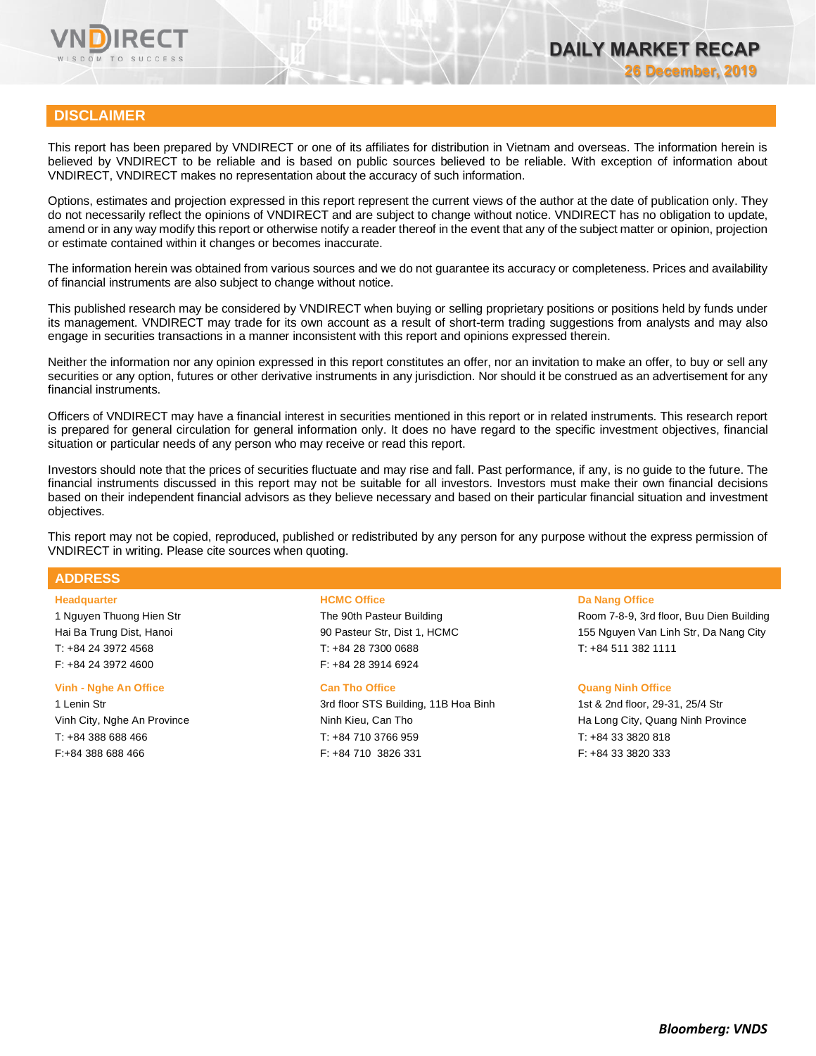## DISCLAIMER

This report has been prepared by VNDIRECT or one of its affiliates for distribution in Vietnam and overseas. The information herein is believed by VNDIRECT to be reliable and is based on public sources believed to be reliable. With exception of information about VNDIRECT, VNDIRECT makes no representation about the accuracy of such information.

Options, estimates and projection expressed in this report represent the current views of the author at the date of publication only. They do not necessarily reflect the opinions of VNDIRECT and are subject to change without notice. VNDIRECT has no obligation to update, amend or in any way modify this report or otherwise notify a reader thereof in the event that any of the subject matter or opinion, projection or estimate contained within it changes or becomes inaccurate.

The information herein was obtained from various sources and we do not guarantee its accuracy or completeness. Prices and availability of financial instruments are also subject to change without notice.

This published research may be considered by VNDIRECT when buying or selling proprietary positions or positions held by funds under its management. VNDIRECT may trade for its own account as a result of short-term trading suggestions from analysts and may also engage in securities transactions in a manner inconsistent with this report and opinions expressed therein.

Neither the information nor any opinion expressed in this report constitutes an offer, nor an invitation to make an offer, to buy or sell any securities or any option, futures or other derivative instruments in any jurisdiction. Nor should it be construed as an advertisement for any financial instruments.

Officers of VNDIRECT may have a financial interest in securities mentioned in this report or in related instruments. This research report is prepared for general circulation for general information only. It does no have regard to the specific investment objectives, financial situation or particular needs of any person who may receive or read this report.

Investors should note that the prices of securities fluctuate and may rise and fall. Past performance, if any, is no guide to the future. The financial instruments discussed in this report may not be suitable for all investors. Investors must make their own financial decisions based on their independent financial advisors as they believe necessary and based on their particular financial situation and investment objectives.

This report may not be copied, reproduced, published or redistributed by any person for any purpose without the express permission of VNDIRECT in writing. Please cite sources when quoting.

## ADDRESS

**Headquarter**
1 Nguyen Thuong Hien Str
Hai Ba Trung Dist, Hanoi
T: +84 24 3972 4568
F: +84 24 3972 4600

**HCMC Office**
The 90th Pasteur Building
90 Pasteur Str, Dist 1, HCMC
T: +84 28 7300 0688
F: +84 28 3914 6924

**Da Nang Office**
Room 7-8-9, 3rd floor, Buu Dien Building
155 Nguyen Van Linh Str, Da Nang City
T: +84 511 382 1111

**Vinh - Nghe An Office**
1 Lenin Str
Vinh City, Nghe An Province
T: +84 388 688 466
F:+84 388 688 466

**Can Tho Office**
3rd floor STS Building, 11B Hoa Binh
Ninh Kieu, Can Tho
T: +84 710 3766 959
F: +84 710 3826 331

**Quang Ninh Office**
1st & 2nd floor, 29-31, 25/4 Str
Ha Long City, Quang Ninh Province
T: +84 33 3820 818
F: +84 33 3820 333

***Bloomberg: VNDS***